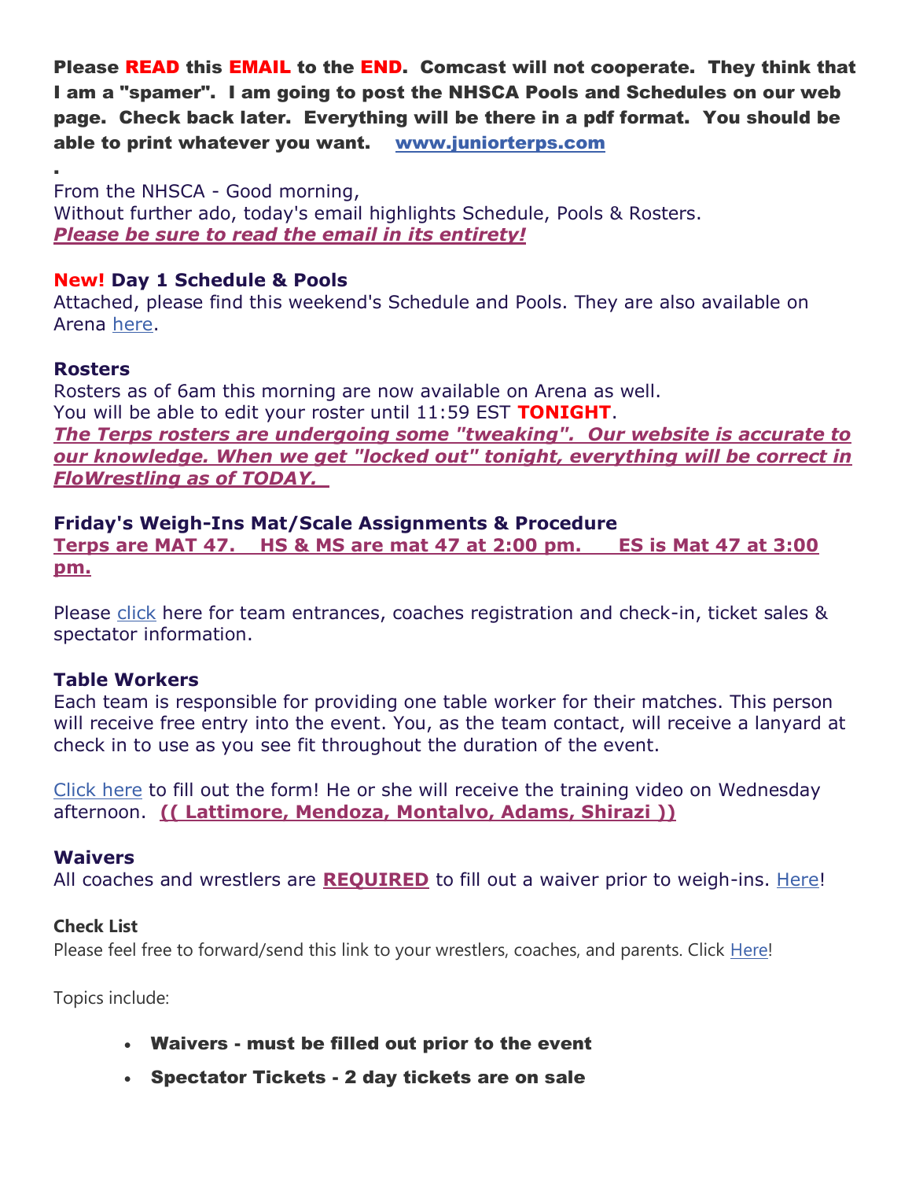**Please READ this EMAIL to the END. Comcast will not cooperate. They think that I am a "spamer". I am going to post the NHSCA Pools and Schedules on our web page. Check back later. Everything will be there in a pdf format. You should be able to print whatever you want.** [**www.juniorterps.com**](http://www.juniorterps.com)

.

From the NHSCA - Good morning,
Without further ado, today's email highlights Schedule, Pools & Rosters.
***Please be sure to read the email in its entirety!***

**New! Day 1 Schedule & Pools**
Attached, please find this weekend's Schedule and Pools. They are also available on Arena here.

**Rosters**
Rosters as of 6am this morning are now available on Arena as well.
You will be able to edit your roster until 11:59 EST **TONIGHT**.
***The Terps rosters are undergoing some "tweaking". Our website is accurate to our knowledge. When we get "locked out" tonight, everything will be correct in FloWrestling as of TODAY.***

**Friday's Weigh-Ins Mat/Scale Assignments & Procedure**
**Terps are MAT 47. HS & MS are mat 47 at 2:00 pm. ES is Mat 47 at 3:00 pm.**

Please click here for team entrances, coaches registration and check-in, ticket sales & spectator information.

**Table Workers**
Each team is responsible for providing one table worker for their matches. This person will receive free entry into the event. You, as the team contact, will receive a lanyard at check in to use as you see fit throughout the duration of the event.

Click here to fill out the form! He or she will receive the training video on Wednesday afternoon. **(( Lattimore, Mendoza, Montalvo, Adams, Shirazi ))**

**Waivers**
All coaches and wrestlers are **REQUIRED** to fill out a waiver prior to weigh-ins. Here!

**Check List**
Please feel free to forward/send this link to your wrestlers, coaches, and parents. Click Here!

Topics include:

- **Waivers - must be filled out prior to the event**
- **Spectator Tickets - 2 day tickets are on sale**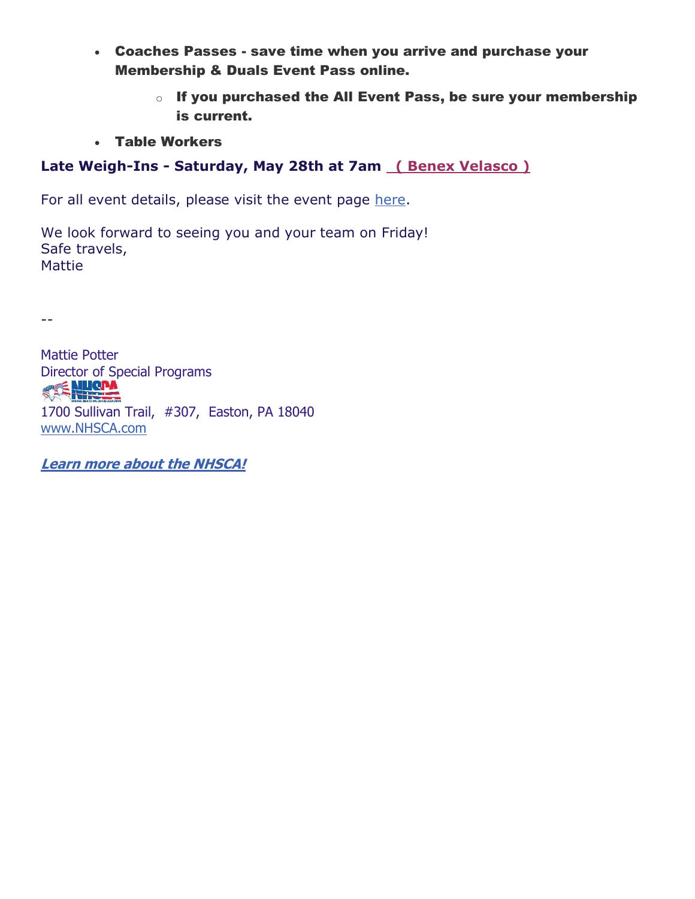- **Coaches Passes - save time when you arrive and purchase your Membership & Duals Event Pass online.**
    - **If you purchased the All Event Pass, be sure your membership is current.**
- **Table Workers**

**Late Weigh-Ins - Saturday, May 28th at 7am** **( Benex Velasco )**

For all event details, please visit the event page here.

We look forward to seeing you and your team on Friday!
Safe travels,
Mattie

--

Mattie Potter
Director of Special Programs
1700 Sullivan Trail, #307, Easton, PA 18040
www.NHSCA.com

***Learn more about the NHSCA!***